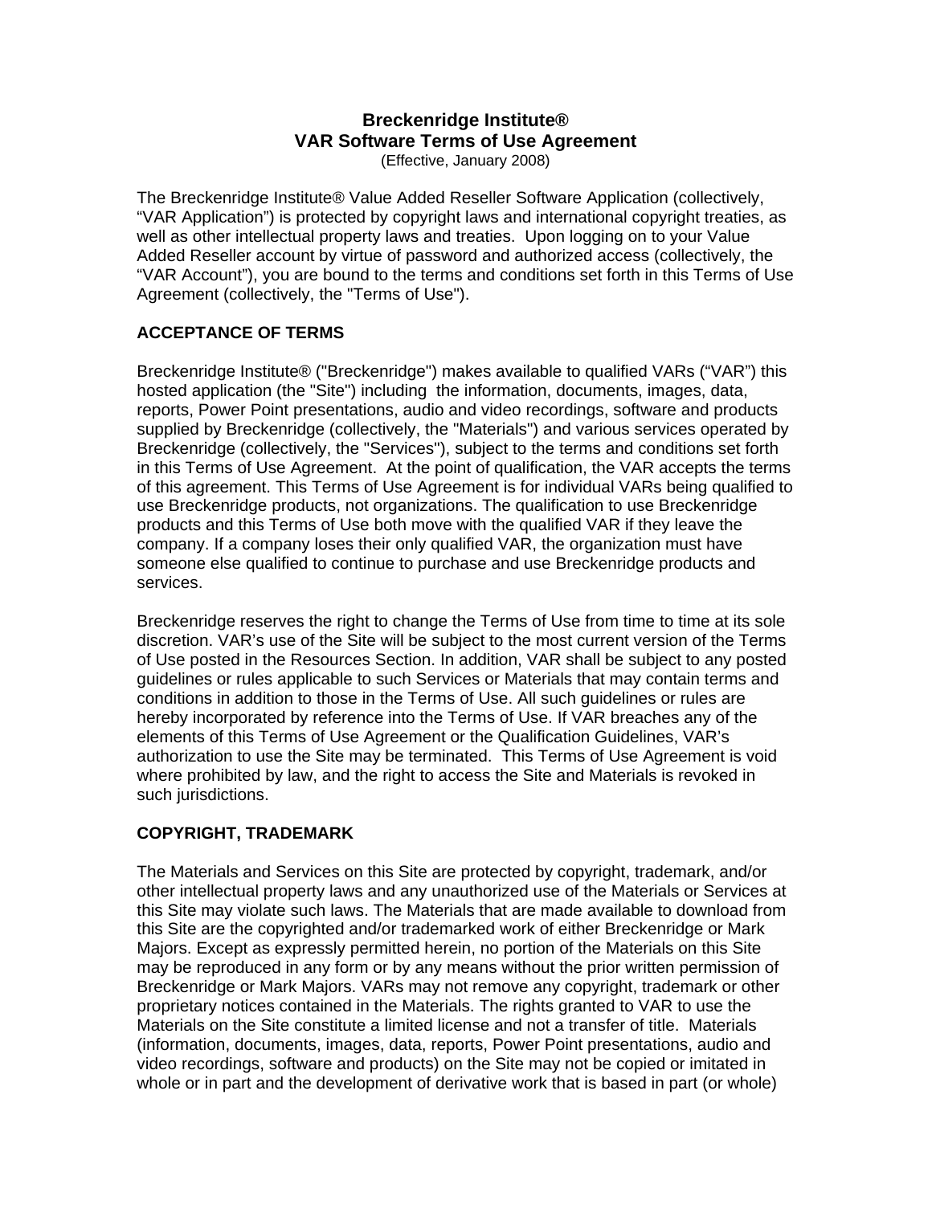# Breckenridge Institute®
# VAR Software Terms of Use Agreement

(Effective, January 2008)

The Breckenridge Institute® Value Added Reseller Software Application (collectively, “VAR Application”) is protected by copyright laws and international copyright treaties, as well as other intellectual property laws and treaties. Upon logging on to your Value Added Reseller account by virtue of password and authorized access (collectively, the “VAR Account”), you are bound to the terms and conditions set forth in this Terms of Use Agreement (collectively, the "Terms of Use").

## ACCEPTANCE OF TERMS

Breckenridge Institute® ("Breckenridge") makes available to qualified VARs (“VAR”) this hosted application (the "Site") including the information, documents, images, data, reports, Power Point presentations, audio and video recordings, software and products supplied by Breckenridge (collectively, the "Materials") and various services operated by Breckenridge (collectively, the "Services"), subject to the terms and conditions set forth in this Terms of Use Agreement. At the point of qualification, the VAR accepts the terms of this agreement. This Terms of Use Agreement is for individual VARs being qualified to use Breckenridge products, not organizations. The qualification to use Breckenridge products and this Terms of Use both move with the qualified VAR if they leave the company. If a company loses their only qualified VAR, the organization must have someone else qualified to continue to purchase and use Breckenridge products and services.

Breckenridge reserves the right to change the Terms of Use from time to time at its sole discretion. VAR’s use of the Site will be subject to the most current version of the Terms of Use posted in the Resources Section. In addition, VAR shall be subject to any posted guidelines or rules applicable to such Services or Materials that may contain terms and conditions in addition to those in the Terms of Use. All such guidelines or rules are hereby incorporated by reference into the Terms of Use. If VAR breaches any of the elements of this Terms of Use Agreement or the Qualification Guidelines, VAR’s authorization to use the Site may be terminated. This Terms of Use Agreement is void where prohibited by law, and the right to access the Site and Materials is revoked in such jurisdictions.

## COPYRIGHT, TRADEMARK

The Materials and Services on this Site are protected by copyright, trademark, and/or other intellectual property laws and any unauthorized use of the Materials or Services at this Site may violate such laws. The Materials that are made available to download from this Site are the copyrighted and/or trademarked work of either Breckenridge or Mark Majors. Except as expressly permitted herein, no portion of the Materials on this Site may be reproduced in any form or by any means without the prior written permission of Breckenridge or Mark Majors. VARs may not remove any copyright, trademark or other proprietary notices contained in the Materials. The rights granted to VAR to use the Materials on the Site constitute a limited license and not a transfer of title. Materials (information, documents, images, data, reports, Power Point presentations, audio and video recordings, software and products) on the Site may not be copied or imitated in whole or in part and the development of derivative work that is based in part (or whole)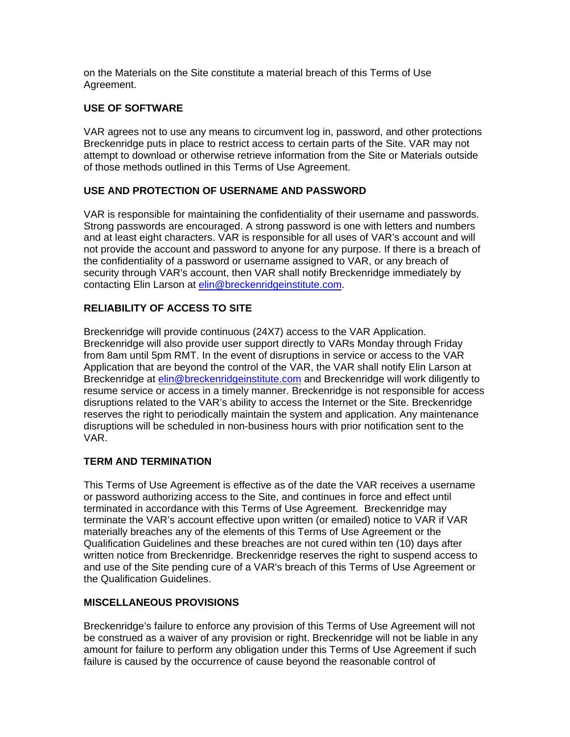on the Materials on the Site constitute a material breach of this Terms of Use Agreement.

## USE OF SOFTWARE

VAR agrees not to use any means to circumvent log in, password, and other protections Breckenridge puts in place to restrict access to certain parts of the Site. VAR may not attempt to download or otherwise retrieve information from the Site or Materials outside of those methods outlined in this Terms of Use Agreement.

## USE AND PROTECTION OF USERNAME AND PASSWORD

VAR is responsible for maintaining the confidentiality of their username and passwords. Strong passwords are encouraged. A strong password is one with letters and numbers and at least eight characters. VAR is responsible for all uses of VAR's account and will not provide the account and password to anyone for any purpose. If there is a breach of the confidentiality of a password or username assigned to VAR, or any breach of security through VAR's account, then VAR shall notify Breckenridge immediately by contacting Elin Larson at elin@breckenridgeinstitute.com.

## RELIABILITY OF ACCESS TO SITE

Breckenridge will provide continuous (24X7) access to the VAR Application. Breckenridge will also provide user support directly to VARs Monday through Friday from 8am until 5pm RMT. In the event of disruptions in service or access to the VAR Application that are beyond the control of the VAR, the VAR shall notify Elin Larson at Breckenridge at elin@breckenridgeinstitute.com and Breckenridge will work diligently to resume service or access in a timely manner. Breckenridge is not responsible for access disruptions related to the VAR's ability to access the Internet or the Site. Breckenridge reserves the right to periodically maintain the system and application. Any maintenance disruptions will be scheduled in non-business hours with prior notification sent to the VAR.

## TERM AND TERMINATION

This Terms of Use Agreement is effective as of the date the VAR receives a username or password authorizing access to the Site, and continues in force and effect until terminated in accordance with this Terms of Use Agreement. Breckenridge may terminate the VAR's account effective upon written (or emailed) notice to VAR if VAR materially breaches any of the elements of this Terms of Use Agreement or the Qualification Guidelines and these breaches are not cured within ten (10) days after written notice from Breckenridge. Breckenridge reserves the right to suspend access to and use of the Site pending cure of a VAR's breach of this Terms of Use Agreement or the Qualification Guidelines.

## MISCELLANEOUS PROVISIONS

Breckenridge's failure to enforce any provision of this Terms of Use Agreement will not be construed as a waiver of any provision or right. Breckenridge will not be liable in any amount for failure to perform any obligation under this Terms of Use Agreement if such failure is caused by the occurrence of cause beyond the reasonable control of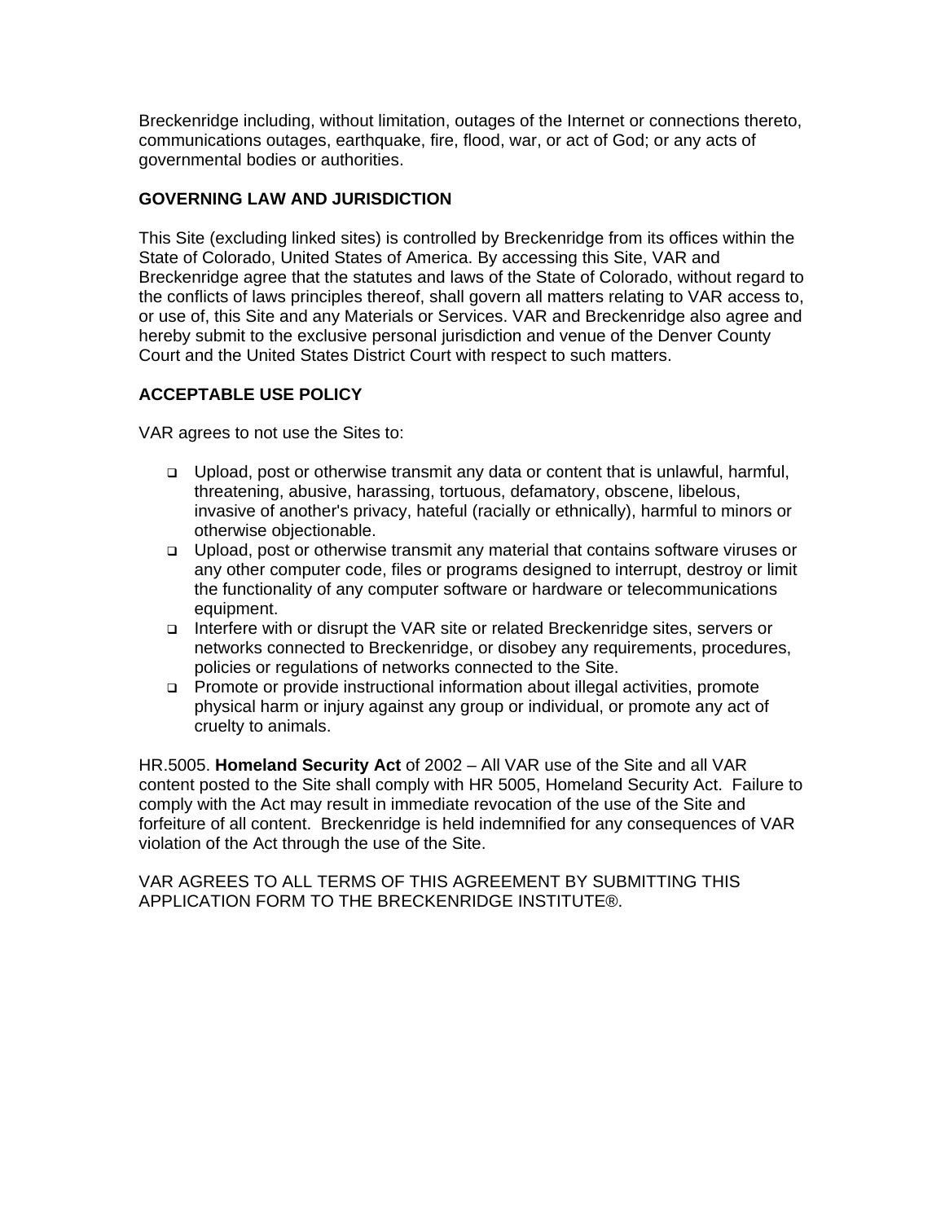Breckenridge including, without limitation, outages of the Internet or connections thereto, communications outages, earthquake, fire, flood, war, or act of God; or any acts of governmental bodies or authorities.

**GOVERNING LAW AND JURISDICTION**

This Site (excluding linked sites) is controlled by Breckenridge from its offices within the State of Colorado, United States of America. By accessing this Site, VAR and Breckenridge agree that the statutes and laws of the State of Colorado, without regard to the conflicts of laws principles thereof, shall govern all matters relating to VAR access to, or use of, this Site and any Materials or Services. VAR and Breckenridge also agree and hereby submit to the exclusive personal jurisdiction and venue of the Denver County Court and the United States District Court with respect to such matters.

**ACCEPTABLE USE POLICY**

VAR agrees to not use the Sites to:

- Upload, post or otherwise transmit any data or content that is unlawful, harmful, threatening, abusive, harassing, tortuous, defamatory, obscene, libelous, invasive of another's privacy, hateful (racially or ethnically), harmful to minors or otherwise objectionable.
- Upload, post or otherwise transmit any material that contains software viruses or any other computer code, files or programs designed to interrupt, destroy or limit the functionality of any computer software or hardware or telecommunications equipment.
- Interfere with or disrupt the VAR site or related Breckenridge sites, servers or networks connected to Breckenridge, or disobey any requirements, procedures, policies or regulations of networks connected to the Site.
- Promote or provide instructional information about illegal activities, promote physical harm or injury against any group or individual, or promote any act of cruelty to animals.

HR.5005. **Homeland Security Act** of 2002 – All VAR use of the Site and all VAR content posted to the Site shall comply with HR 5005, Homeland Security Act. Failure to comply with the Act may result in immediate revocation of the use of the Site and forfeiture of all content. Breckenridge is held indemnified for any consequences of VAR violation of the Act through the use of the Site.

VAR AGREES TO ALL TERMS OF THIS AGREEMENT BY SUBMITTING THIS APPLICATION FORM TO THE BRECKENRIDGE INSTITUTE®.